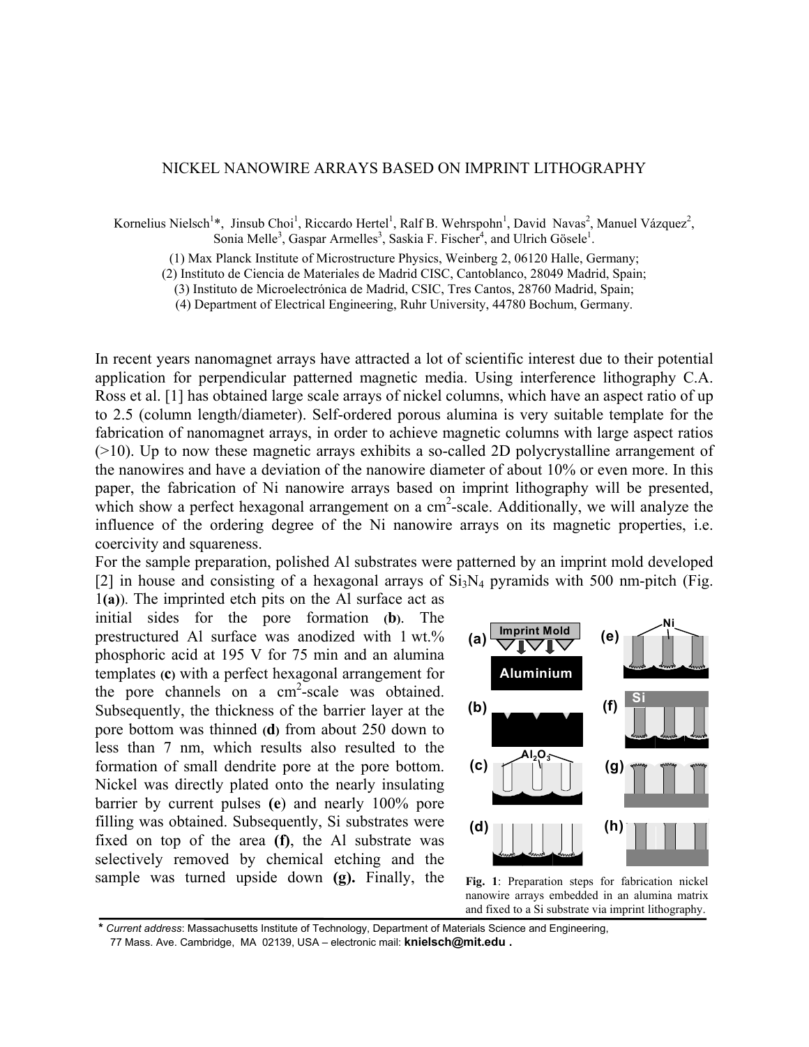# NICKEL NANOWIRE ARRAYS BASED ON IMPRINT LITHOGRAPHY

Kornelius Nielsch[1]*, Jinsub Choi[1], Riccardo Hertel[1], Ralf B. Wehrspohn[1], David Navas[2], Manuel Vázquez[2], Sonia Melle[3], Gaspar Armelles[3], Saskia F. Fischer[4], and Ulrich Gösele[1].

(1) Max Planck Institute of Microstructure Physics, Weinberg 2, 06120 Halle, Germany;
(2) Instituto de Ciencia de Materiales de Madrid CISC, Cantoblanco, 28049 Madrid, Spain;
(3) Instituto de Microelectrónica de Madrid, CSIC, Tres Cantos, 28760 Madrid, Spain;
(4) Department of Electrical Engineering, Ruhr University, 44780 Bochum, Germany.

In recent years nanomagnet arrays have attracted a lot of scientific interest due to their potential application for perpendicular patterned magnetic media. Using interference lithography C.A. Ross et al. [1] has obtained large scale arrays of nickel columns, which have an aspect ratio of up to 2.5 (column length/diameter). Self-ordered porous alumina is very suitable template for the fabrication of nanomagnet arrays, in order to achieve magnetic columns with large aspect ratios (>10). Up to now these magnetic arrays exhibits a so-called 2D polycrystalline arrangement of the nanowires and have a deviation of the nanowire diameter of about 10% or even more. In this paper, the fabrication of Ni nanowire arrays based on imprint lithography will be presented, which show a perfect hexagonal arrangement on a $cm^2$-scale. Additionally, we will analyze the influence of the ordering degree of the Ni nanowire arrays on its magnetic properties, i.e. coercivity and squareness.

For the sample preparation, polished Al substrates were patterned by an imprint mold developed [2] in house and consisting of a hexagonal arrays of $Si_3N_4$ pyramids with 500 nm-pitch (Fig. 1**(a)**). The imprinted etch pits on the Al surface act as initial sides for the pore formation **(b)**. The prestructured Al surface was anodized with 1 wt.% phosphoric acid at 195 V for 75 min and an alumina templates **(c)** with a perfect hexagonal arrangement for the pore channels on a $cm^2$-scale was obtained. Subsequently, the thickness of the barrier layer at the pore bottom was thinned **(d)** from about 250 down to less than 7 nm, which results also resulted to the formation of small dendrite pore at the pore bottom. Nickel was directly plated onto the nearly insulating barrier by current pulses **(e)** and nearly 100% pore filling was obtained. Subsequently, Si substrates were fixed on top of the area **(f)**, the Al substrate was selectively removed by chemical etching and the sample was turned upside down **(g).** Finally, the

**Fig. 1**: Preparation steps for fabrication nickel nanowire arrays embedded in an alumina matrix and fixed to a Si substrate via imprint lithography.

\* *Current address*: Massachusetts Institute of Technology, Department of Materials Science and Engineering, 77 Mass. Ave. Cambridge, MA 02139, USA – electronic mail: **knielsch@mit.edu .**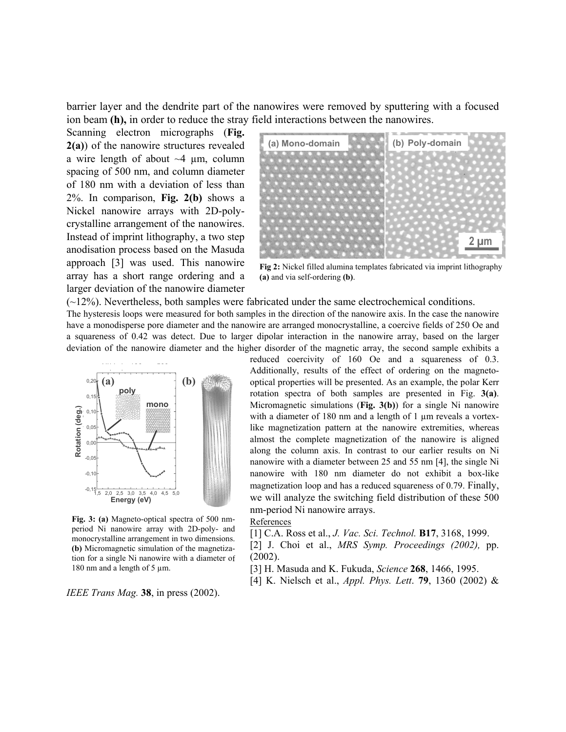barrier layer and the dendrite part of the nanowires were removed by sputtering with a focused ion beam **(h),** in order to reduce the stray field interactions between the nanowires.

Scanning electron micrographs (**Fig. 2(a)**) of the nanowire structures revealed a wire length of about ~4 µm, column spacing of 500 nm, and column diameter of 180 nm with a deviation of less than 2%. In comparison, **Fig. 2(b)** shows a Nickel nanowire arrays with 2D-poly-crystalline arrangement of the nanowires. Instead of imprint lithography, a two step anodisation process based on the Masuda approach [3] was used. This nanowire array has a short range ordering and a larger deviation of the nanowire diameter (~12%). Nevertheless, both samples were fabricated under the same electrochemical conditions.

(a) Mono-domain

(b) Poly-domain

2 µm

**Fig 2:** Nickel filled alumina templates fabricated via imprint lithography **(a)** and via self-ordering **(b)**.

The hysteresis loops were measured for both samples in the direction of the nanowire axis. In the case the nanowire have a monodisperse pore diameter and the nanowire are arranged monocrystalline, a coercive fields of 250 Oe and a squareness of 0.42 was detect. Due to larger dipolar interaction in the nanowire array, based on the larger deviation of the nanowire diameter and the higher disorder of the magnetic array, the second sample exhibits a reduced coercivity of 160 Oe and a squareness of 0.3. Additionally, results of the effect of ordering on the magneto-optical properties will be presented. As an example, the polar Kerr rotation spectra of both samples are presented in Fig. **3(a)**. Micromagnetic simulations (**Fig. 3(b)**) for a single Ni nanowire with a diameter of 180 nm and a length of 1 µm reveals a vortex-like magnetization pattern at the nanowire extremities, whereas almost the complete magnetization of the nanowire is aligned along the column axis. In contrast to our earlier results on Ni nanowire with a diameter between 25 and 55 nm [4], the single Ni nanowire with 180 nm diameter do not exhibit a box-like magnetization loop and has a reduced squareness of 0.79. Finally, we will analyze the switching field distribution of these 500 nm-period Ni nanowire arrays.

(a)

(b)

poly

mono

Rotation (deg.)

0,20
0,15
0,10
0,05
0,00
-0,05
-0,10
-0,15

1,5 2,0 2,5 3,0 3,5 4,0 4,5 5,0

Energy (eV)

**Fig. 3: (a)** Magneto-optical spectra of 500 nm-period Ni nanowire array with 2D-poly- and monocrystalline arrangement in two dimensions. **(b)** Micromagnetic simulation of the magnetization for a single Ni nanowire with a diameter of 180 nm and a length of 5 µm.

References

[1] C.A. Ross et al., *J. Vac. Sci. Technol.* **B17**, 3168, 1999.

[2] J. Choi et al., *MRS Symp. Proceedings (2002),* pp. (2002).

[3] H. Masuda and K. Fukuda, *Science* **268**, 1466, 1995.

[4] K. Nielsch et al., *Appl. Phys. Lett*. **79**, 1360 (2002) & *IEEE Trans Mag.* **38**, in press (2002).